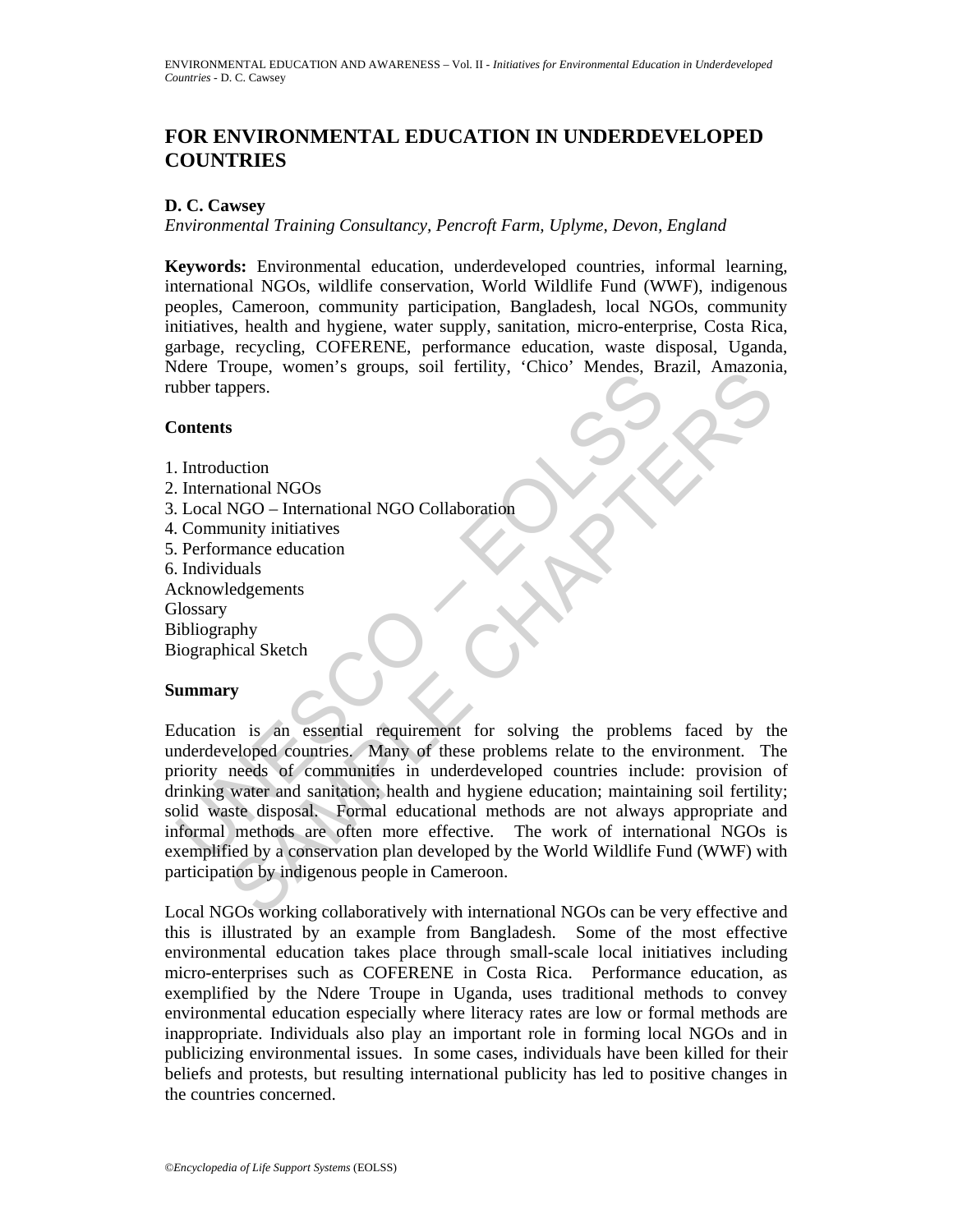# FOR ENVIRONMENTAL EDUCATION IN UNDERDEVELOPED COUNTRIES

**D. C. Cawsey**

*Environmental Training Consultancy, Pencroft Farm, Uplyme, Devon, England*

**Keywords:** Environmental education, underdeveloped countries, informal learning, international NGOs, wildlife conservation, World Wildlife Fund (WWF), indigenous peoples, Cameroon, community participation, Bangladesh, local NGOs, community initiatives, health and hygiene, water supply, sanitation, micro-enterprise, Costa Rica, garbage, recycling, COFERENE, performance education, waste disposal, Uganda, Ndere Troupe, women's groups, soil fertility, 'Chico' Mendes, Brazil, Amazonia, rubber tappers.

## Contents

1. Introduction
2. International NGOs
3. Local NGO – International NGO Collaboration
4. Community initiatives
5. Performance education
6. Individuals

Acknowledgements
Glossary
Bibliography
Biographical Sketch

## Summary

Education is an essential requirement for solving the problems faced by the underdeveloped countries. Many of these problems relate to the environment. The priority needs of communities in underdeveloped countries include: provision of drinking water and sanitation; health and hygiene education; maintaining soil fertility; solid waste disposal. Formal educational methods are not always appropriate and informal methods are often more effective. The work of international NGOs is exemplified by a conservation plan developed by the World Wildlife Fund (WWF) with participation by indigenous people in Cameroon.

Local NGOs working collaboratively with international NGOs can be very effective and this is illustrated by an example from Bangladesh. Some of the most effective environmental education takes place through small-scale local initiatives including micro-enterprises such as COFERENE in Costa Rica. Performance education, as exemplified by the Ndere Troupe in Uganda, uses traditional methods to convey environmental education especially where literacy rates are low or formal methods are inappropriate. Individuals also play an important role in forming local NGOs and in publicizing environmental issues. In some cases, individuals have been killed for their beliefs and protests, but resulting international publicity has led to positive changes in the countries concerned.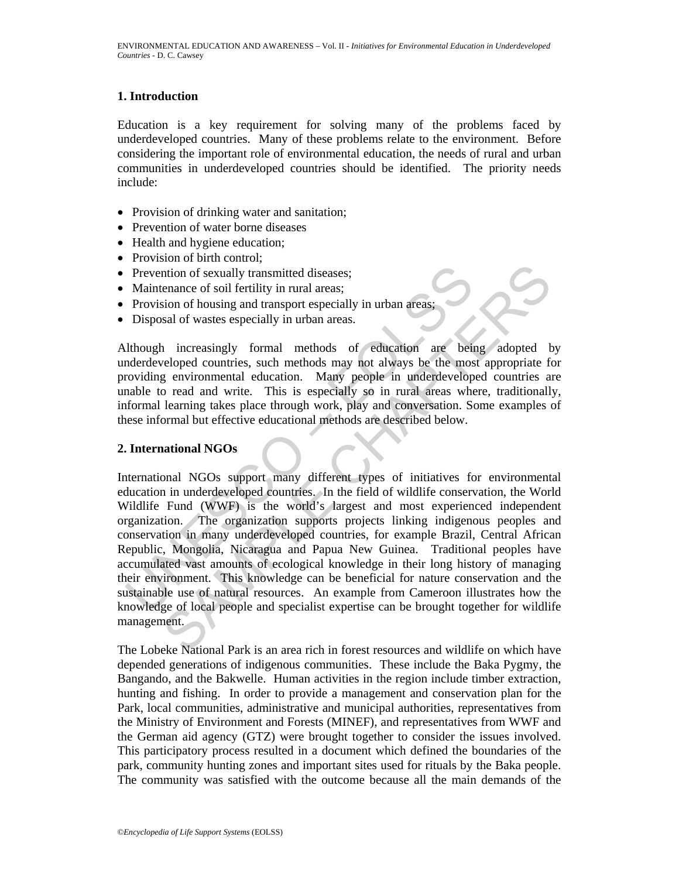## 1. Introduction

Education is a key requirement for solving many of the problems faced by underdeveloped countries. Many of these problems relate to the environment. Before considering the important role of environmental education, the needs of rural and urban communities in underdeveloped countries should be identified. The priority needs include:

- Provision of drinking water and sanitation;
- Prevention of water borne diseases
- Health and hygiene education;
- Provision of birth control;
- Prevention of sexually transmitted diseases;
- Maintenance of soil fertility in rural areas;
- Provision of housing and transport especially in urban areas;
- Disposal of wastes especially in urban areas.

Although increasingly formal methods of education are being adopted by underdeveloped countries, such methods may not always be the most appropriate for providing environmental education. Many people in underdeveloped countries are unable to read and write. This is especially so in rural areas where, traditionally, informal learning takes place through work, play and conversation. Some examples of these informal but effective educational methods are described below.

## 2. International NGOs

International NGOs support many different types of initiatives for environmental education in underdeveloped countries. In the field of wildlife conservation, the World Wildlife Fund (WWF) is the world's largest and most experienced independent organization. The organization supports projects linking indigenous peoples and conservation in many underdeveloped countries, for example Brazil, Central African Republic, Mongolia, Nicaragua and Papua New Guinea. Traditional peoples have accumulated vast amounts of ecological knowledge in their long history of managing their environment. This knowledge can be beneficial for nature conservation and the sustainable use of natural resources. An example from Cameroon illustrates how the knowledge of local people and specialist expertise can be brought together for wildlife management.

The Lobeke National Park is an area rich in forest resources and wildlife on which have depended generations of indigenous communities. These include the Baka Pygmy, the Bangando, and the Bakwelle. Human activities in the region include timber extraction, hunting and fishing. In order to provide a management and conservation plan for the Park, local communities, administrative and municipal authorities, representatives from the Ministry of Environment and Forests (MINEF), and representatives from WWF and the German aid agency (GTZ) were brought together to consider the issues involved. This participatory process resulted in a document which defined the boundaries of the park, community hunting zones and important sites used for rituals by the Baka people. The community was satisfied with the outcome because all the main demands of the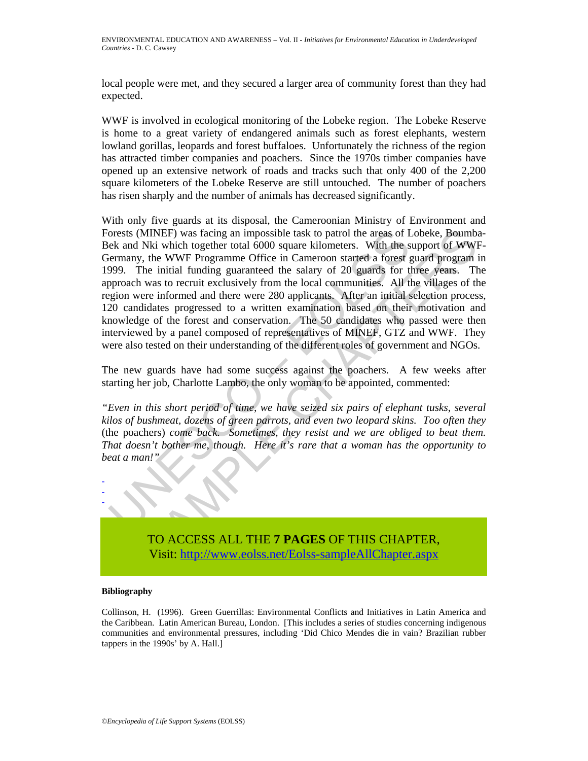local people were met, and they secured a larger area of community forest than they had expected.

WWF is involved in ecological monitoring of the Lobeke region. The Lobeke Reserve is home to a great variety of endangered animals such as forest elephants, western lowland gorillas, leopards and forest buffaloes. Unfortunately the richness of the region has attracted timber companies and poachers. Since the 1970s timber companies have opened up an extensive network of roads and tracks such that only 400 of the 2,200 square kilometers of the Lobeke Reserve are still untouched. The number of poachers has risen sharply and the number of animals has decreased significantly.

With only five guards at its disposal, the Cameroonian Ministry of Environment and Forests (MINEF) was facing an impossible task to patrol the areas of Lobeke, Boumba-Bek and Nki which together total 6000 square kilometers. With the support of WWF-Germany, the WWF Programme Office in Cameroon started a forest guard program in 1999. The initial funding guaranteed the salary of 20 guards for three years. The approach was to recruit exclusively from the local communities. All the villages of the region were informed and there were 280 applicants. After an initial selection process, 120 candidates progressed to a written examination based on their motivation and knowledge of the forest and conservation. The 50 candidates who passed were then interviewed by a panel composed of representatives of MINEF, GTZ and WWF. They were also tested on their understanding of the different roles of government and NGOs.

The new guards have had some success against the poachers. A few weeks after starting her job, Charlotte Lambo, the only woman to be appointed, commented:

*"Even in this short period of time, we have seized six pairs of elephant tusks, several kilos of bushmeat, dozens of green parrots, and even two leopard skins. Too often they* (the poachers) *come back. Sometimes, they resist and we are obliged to beat them. That doesn't bother me, though. Here it's rare that a woman has the opportunity to beat a man!"*

-
-
-

TO ACCESS ALL THE **7 PAGES** OF THIS CHAPTER,
Visit: http://www.eolss.net/Eolss-sampleAllChapter.aspx

**Bibliography**

Collinson, H. (1996). Green Guerrillas: Environmental Conflicts and Initiatives in Latin America and the Caribbean. Latin American Bureau, London. [This includes a series of studies concerning indigenous communities and environmental pressures, including 'Did Chico Mendes die in vain? Brazilian rubber tappers in the 1990s' by A. Hall.]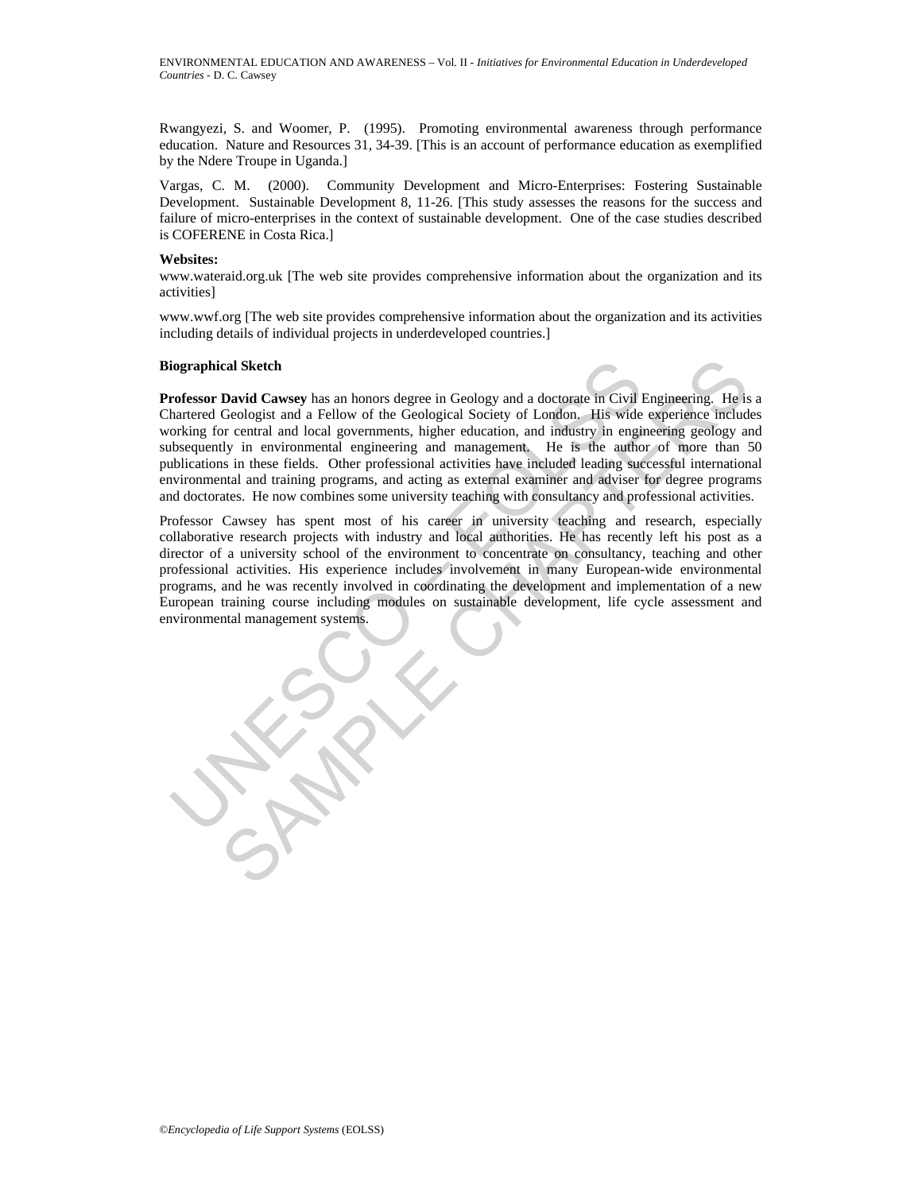Rwangyezi, S. and Woomer, P. (1995). Promoting environmental awareness through performance education. Nature and Resources 31, 34-39. [This is an account of performance education as exemplified by the Ndere Troupe in Uganda.]

Vargas, C. M. (2000). Community Development and Micro-Enterprises: Fostering Sustainable Development. Sustainable Development 8, 11-26. [This study assesses the reasons for the success and failure of micro-enterprises in the context of sustainable development. One of the case studies described is COFERENE in Costa Rica.]

**Websites:**

www.wateraid.org.uk [The web site provides comprehensive information about the organization and its activities]

www.wwf.org [The web site provides comprehensive information about the organization and its activities including details of individual projects in underdeveloped countries.]

**Biographical Sketch**

**Professor David Cawsey** has an honors degree in Geology and a doctorate in Civil Engineering. He is a Chartered Geologist and a Fellow of the Geological Society of London. His wide experience includes working for central and local governments, higher education, and industry in engineering geology and subsequently in environmental engineering and management. He is the author of more than 50 publications in these fields. Other professional activities have included leading successful international environmental and training programs, and acting as external examiner and adviser for degree programs and doctorates. He now combines some university teaching with consultancy and professional activities.

Professor Cawsey has spent most of his career in university teaching and research, especially collaborative research projects with industry and local authorities. He has recently left his post as a director of a university school of the environment to concentrate on consultancy, teaching and other professional activities. His experience includes involvement in many European-wide environmental programs, and he was recently involved in coordinating the development and implementation of a new European training course including modules on sustainable development, life cycle assessment and environmental management systems.